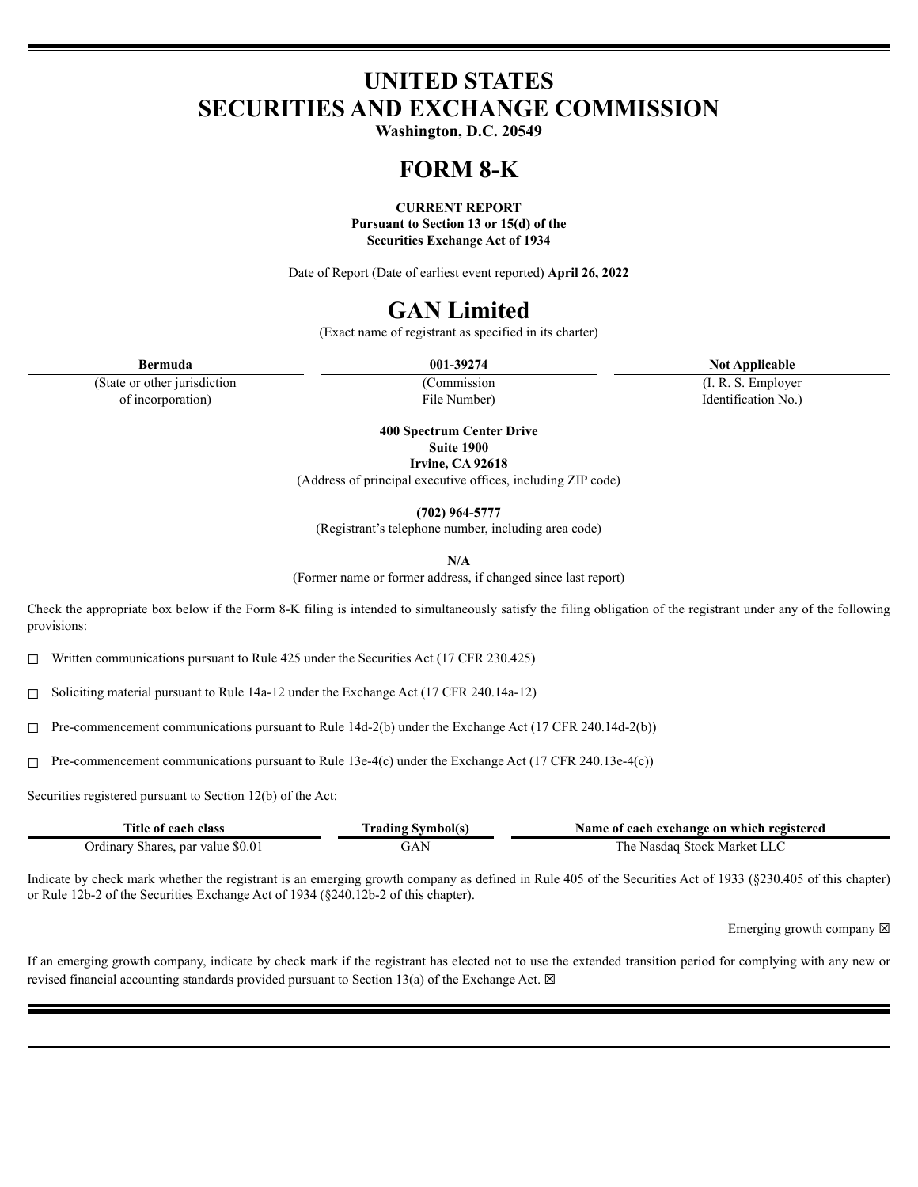# UNITED STATES
# SECURITIES AND EXCHANGE COMMISSION

**Washington, D.C. 20549**

# FORM 8-K

**CURRENT REPORT**
**Pursuant to Section 13 or 15(d) of the**
**Securities Exchange Act of 1934**

Date of Report (Date of earliest event reported) **April 26, 2022**

# GAN Limited

(Exact name of registrant as specified in its charter)

| **Bermuda** | **001-39274** | **Not Applicable** |
|---|---|---|
| (State or other jurisdiction of incorporation) | (Commission File Number) | (I. R. S. Employer Identification No.) |

**400 Spectrum Center Drive**
**Suite 1900**
**Irvine, CA 92618**
(Address of principal executive offices, including ZIP code)

**(702) 964-5777**
(Registrant's telephone number, including area code)

**N/A**
(Former name or former address, if changed since last report)

Check the appropriate box below if the Form 8-K filing is intended to simultaneously satisfy the filing obligation of the registrant under any of the following provisions:

☐ Written communications pursuant to Rule 425 under the Securities Act (17 CFR 230.425)

☐ Soliciting material pursuant to Rule 14a-12 under the Exchange Act (17 CFR 240.14a-12)

☐ Pre-commencement communications pursuant to Rule 14d-2(b) under the Exchange Act (17 CFR 240.14d-2(b))

☐ Pre-commencement communications pursuant to Rule 13e-4(c) under the Exchange Act (17 CFR 240.13e-4(c))

Securities registered pursuant to Section 12(b) of the Act:

| Title of each class | Trading Symbol(s) | Name of each exchange on which registered |
|---|---|---|
| Ordinary Shares, par value $0.01 | GAN | The Nasdaq Stock Market LLC |

Indicate by check mark whether the registrant is an emerging growth company as defined in Rule 405 of the Securities Act of 1933 (§230.405 of this chapter) or Rule 12b-2 of the Securities Exchange Act of 1934 (§240.12b-2 of this chapter).

Emerging growth company ☒

If an emerging growth company, indicate by check mark if the registrant has elected not to use the extended transition period for complying with any new or revised financial accounting standards provided pursuant to Section 13(a) of the Exchange Act. ☒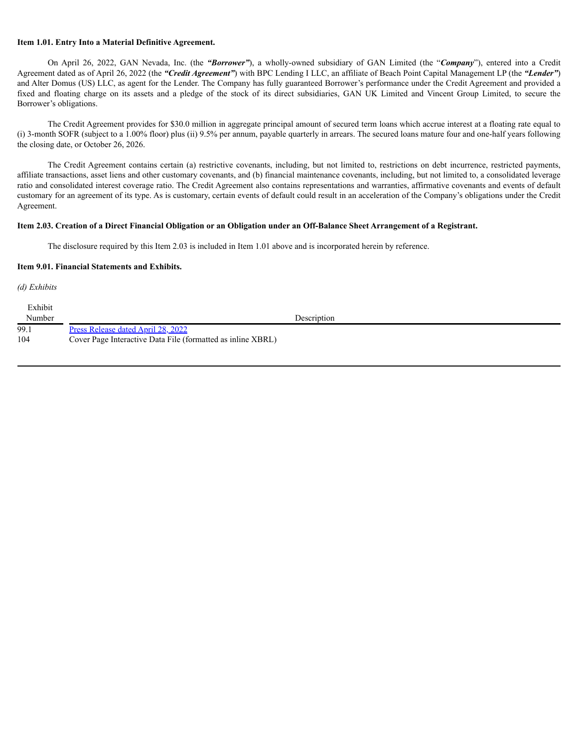**Item 1.01. Entry Into a Material Definitive Agreement.**

On April 26, 2022, GAN Nevada, Inc. (the ***"Borrower"***), a wholly-owned subsidiary of GAN Limited (the "***Company***"), entered into a Credit Agreement dated as of April 26, 2022 (the ***"Credit Agreement"***) with BPC Lending I LLC, an affiliate of Beach Point Capital Management LP (the ***"Lender"***) and Alter Domus (US) LLC, as agent for the Lender. The Company has fully guaranteed Borrower's performance under the Credit Agreement and provided a fixed and floating charge on its assets and a pledge of the stock of its direct subsidiaries, GAN UK Limited and Vincent Group Limited, to secure the Borrower's obligations.

The Credit Agreement provides for $30.0 million in aggregate principal amount of secured term loans which accrue interest at a floating rate equal to (i) 3-month SOFR (subject to a 1.00% floor) plus (ii) 9.5% per annum, payable quarterly in arrears. The secured loans mature four and one-half years following the closing date, or October 26, 2026.

The Credit Agreement contains certain (a) restrictive covenants, including, but not limited to, restrictions on debt incurrence, restricted payments, affiliate transactions, asset liens and other customary covenants, and (b) financial maintenance covenants, including, but not limited to, a consolidated leverage ratio and consolidated interest coverage ratio. The Credit Agreement also contains representations and warranties, affirmative covenants and events of default customary for an agreement of its type. As is customary, certain events of default could result in an acceleration of the Company's obligations under the Credit Agreement.

**Item 2.03. Creation of a Direct Financial Obligation or an Obligation under an Off-Balance Sheet Arrangement of a Registrant.**

The disclosure required by this Item 2.03 is included in Item 1.01 above and is incorporated herein by reference.

**Item 9.01. Financial Statements and Exhibits.**

*(d) Exhibits*

| Exhibit Number | Description |
|---|---|
| 99.1 | Press Release dated April 28, 2022 |
| 104 | Cover Page Interactive Data File (formatted as inline XBRL) |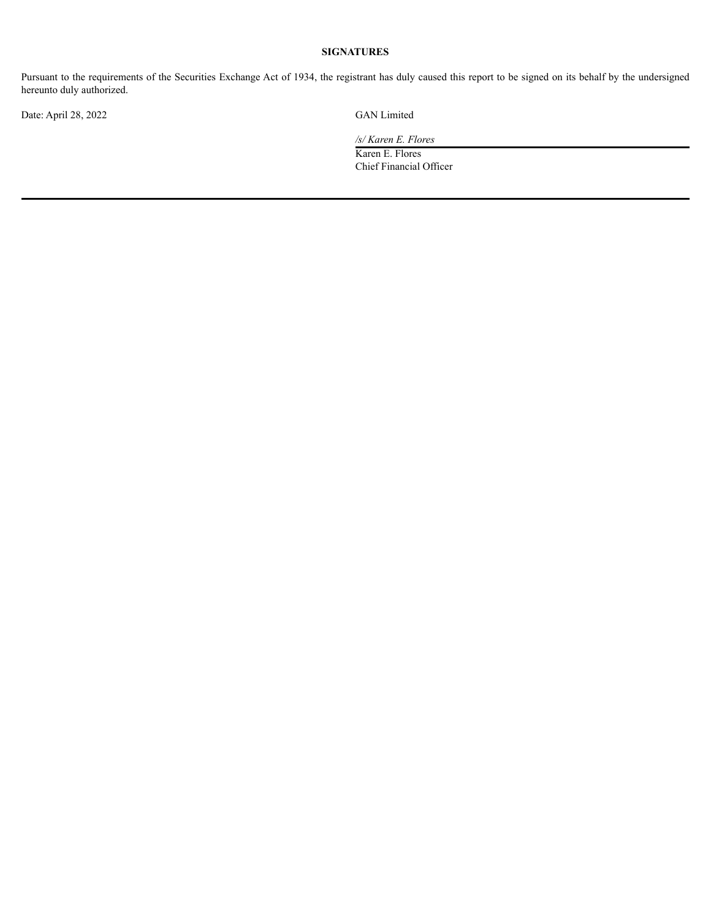**SIGNATURES**

Pursuant to the requirements of the Securities Exchange Act of 1934, the registrant has duly caused this report to be signed on its behalf by the undersigned hereunto duly authorized.

Date: April 28, 2022

GAN Limited

*/s/ Karen E. Flores*

Karen E. Flores
Chief Financial Officer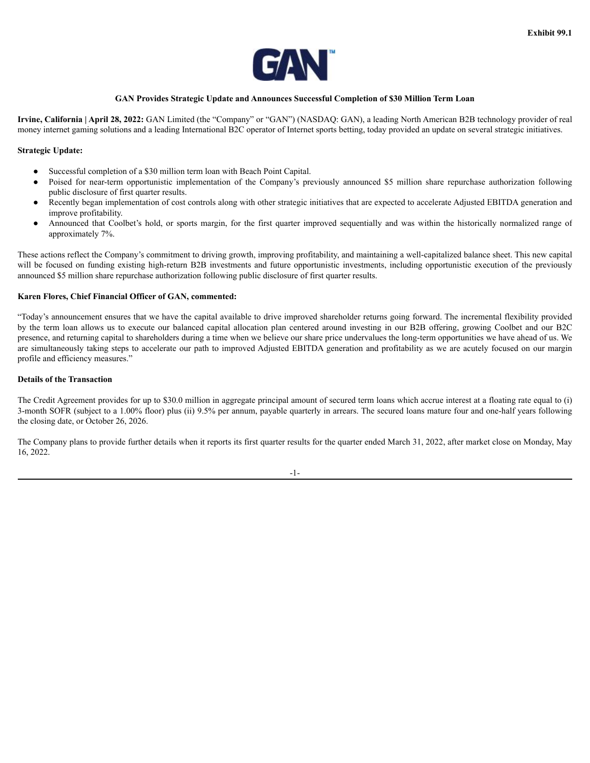Exhibit 99.1

GAN™

## GAN Provides Strategic Update and Announces Successful Completion of $30 Million Term Loan

**Irvine, California | April 28, 2022:** GAN Limited (the "Company" or "GAN") (NASDAQ: GAN), a leading North American B2B technology provider of real money internet gaming solutions and a leading International B2C operator of Internet sports betting, today provided an update on several strategic initiatives.

**Strategic Update:**

- Successful completion of a $30 million term loan with Beach Point Capital.
- Poised for near-term opportunistic implementation of the Company's previously announced $5 million share repurchase authorization following public disclosure of first quarter results.
- Recently began implementation of cost controls along with other strategic initiatives that are expected to accelerate Adjusted EBITDA generation and improve profitability.
- Announced that Coolbet's hold, or sports margin, for the first quarter improved sequentially and was within the historically normalized range of approximately 7%.

These actions reflect the Company's commitment to driving growth, improving profitability, and maintaining a well-capitalized balance sheet. This new capital will be focused on funding existing high-return B2B investments and future opportunistic investments, including opportunistic execution of the previously announced $5 million share repurchase authorization following public disclosure of first quarter results.

**Karen Flores, Chief Financial Officer of GAN, commented:**

"Today's announcement ensures that we have the capital available to drive improved shareholder returns going forward. The incremental flexibility provided by the term loan allows us to execute our balanced capital allocation plan centered around investing in our B2B offering, growing Coolbet and our B2C presence, and returning capital to shareholders during a time when we believe our share price undervalues the long-term opportunities we have ahead of us. We are simultaneously taking steps to accelerate our path to improved Adjusted EBITDA generation and profitability as we are acutely focused on our margin profile and efficiency measures."

**Details of the Transaction**

The Credit Agreement provides for up to $30.0 million in aggregate principal amount of secured term loans which accrue interest at a floating rate equal to (i) 3-month SOFR (subject to a 1.00% floor) plus (ii) 9.5% per annum, payable quarterly in arrears. The secured loans mature four and one-half years following the closing date, or October 26, 2026.

The Company plans to provide further details when it reports its first quarter results for the quarter ended March 31, 2022, after market close on Monday, May 16, 2022.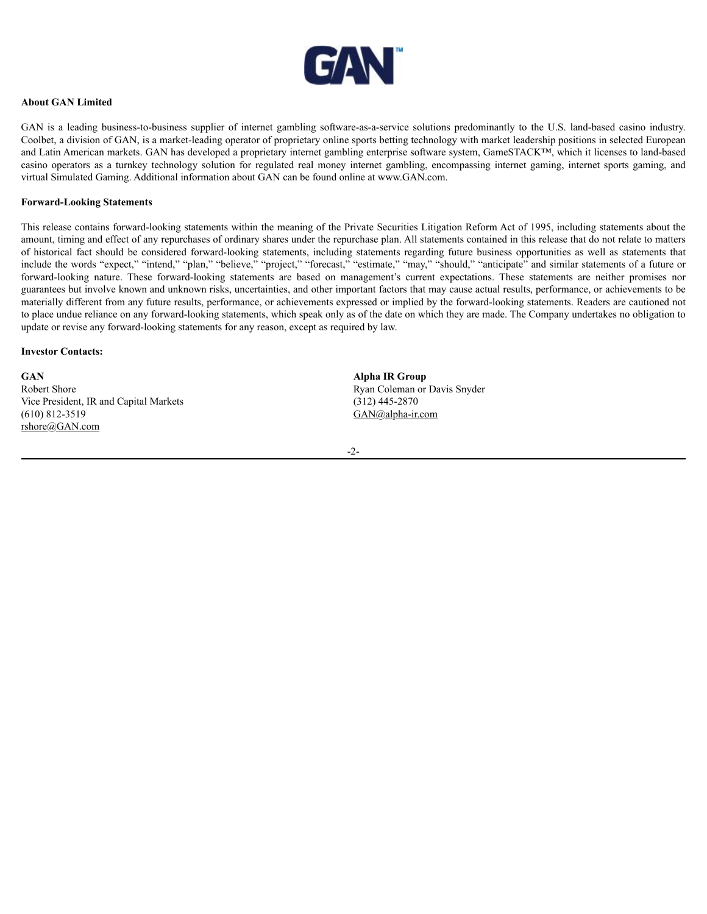**About GAN Limited**

GAN is a leading business-to-business supplier of internet gambling software-as-a-service solutions predominantly to the U.S. land-based casino industry. Coolbet, a division of GAN, is a market-leading operator of proprietary online sports betting technology with market leadership positions in selected European and Latin American markets. GAN has developed a proprietary internet gambling enterprise software system, GameSTACK™, which it licenses to land-based casino operators as a turnkey technology solution for regulated real money internet gambling, encompassing internet gaming, internet sports gaming, and virtual Simulated Gaming. Additional information about GAN can be found online at www.GAN.com.

**Forward-Looking Statements**

This release contains forward-looking statements within the meaning of the Private Securities Litigation Reform Act of 1995, including statements about the amount, timing and effect of any repurchases of ordinary shares under the repurchase plan. All statements contained in this release that do not relate to matters of historical fact should be considered forward-looking statements, including statements regarding future business opportunities as well as statements that include the words "expect," "intend," "plan," "believe," "project," "forecast," "estimate," "may," "should," "anticipate" and similar statements of a future or forward-looking nature. These forward-looking statements are based on management's current expectations. These statements are neither promises nor guarantees but involve known and unknown risks, uncertainties, and other important factors that may cause actual results, performance, or achievements to be materially different from any future results, performance, or achievements expressed or implied by the forward-looking statements. Readers are cautioned not to place undue reliance on any forward-looking statements, which speak only as of the date on which they are made. The Company undertakes no obligation to update or revise any forward-looking statements for any reason, except as required by law.

**Investor Contacts:**

**GAN**
Robert Shore
Vice President, IR and Capital Markets
(610) 812-3519
rshore@GAN.com

**Alpha IR Group**
Ryan Coleman or Davis Snyder
(312) 445-2870
GAN@alpha-ir.com